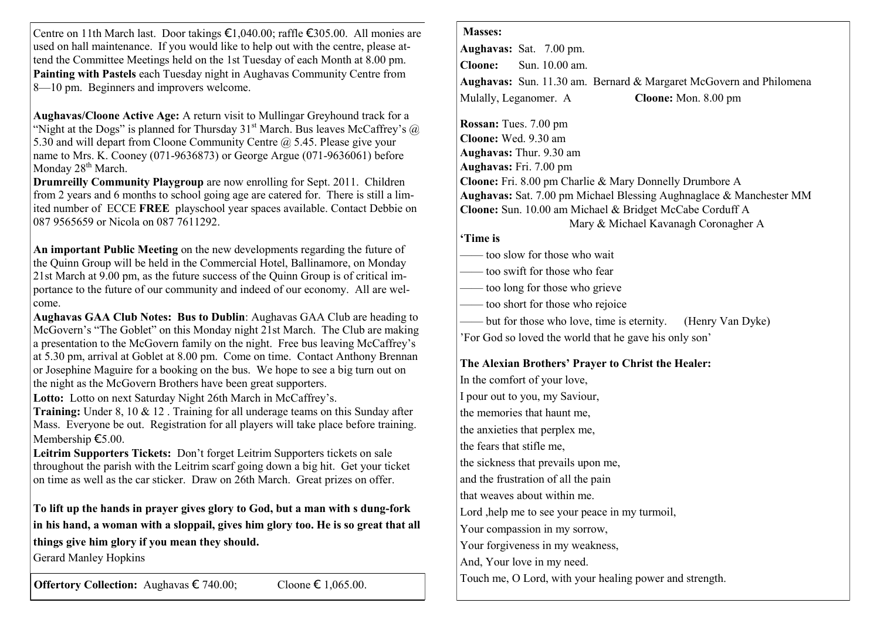Centre on 11th March last. Door takings €1,040.00; raffle €305.00. All monies are used on hall maintenance. If you would like to help out with the centre, please attend the Committee Meetings held on the 1st Tuesday of each Month at 8.00 pm.
**Painting with Pastels** each Tuesday night in Aughavas Community Centre from 8—10 pm. Beginners and improvers welcome.

**Aughavas/Cloone Active Age:** A return visit to Mullingar Greyhound track for a "Night at the Dogs" is planned for Thursday 31st March. Bus leaves McCaffrey's @ 5.30 and will depart from Cloone Community Centre @ 5.45. Please give your name to Mrs. K. Cooney (071-9636873) or George Argue (071-9636061) before Monday 28th March.

**Drumreilly Community Playgroup** are now enrolling for Sept. 2011. Children from 2 years and 6 months to school going age are catered for. There is still a limited number of ECCE **FREE** playschool year spaces available. Contact Debbie on 087 9565659 or Nicola on 087 7611292.

**An important Public Meeting** on the new developments regarding the future of the Quinn Group will be held in the Commercial Hotel, Ballinamore, on Monday 21st March at 9.00 pm, as the future success of the Quinn Group is of critical importance to the future of our community and indeed of our economy. All are welcome.

**Aughavas GAA Club Notes: Bus to Dublin**: Aughavas GAA Club are heading to McGovern's "The Goblet" on this Monday night 21st March. The Club are making a presentation to the McGovern family on the night. Free bus leaving McCaffrey's at 5.30 pm, arrival at Goblet at 8.00 pm. Come on time. Contact Anthony Brennan or Josephine Maguire for a booking on the bus. We hope to see a big turn out on the night as the McGovern Brothers have been great supporters.

**Lotto:** Lotto on next Saturday Night 26th March in McCaffrey's.

**Training:** Under 8, 10 & 12 . Training for all underage teams on this Sunday after Mass. Everyone be out. Registration for all players will take place before training. Membership €5.00.

**Leitrim Supporters Tickets:** Don't forget Leitrim Supporters tickets on sale throughout the parish with the Leitrim scarf going down a big hit. Get your ticket on time as well as the car sticker. Draw on 26th March. Great prizes on offer.

**To lift up the hands in prayer gives glory to God, but a man with s dung-fork in his hand, a woman with a sloppail, gives him glory too. He is so great that all things give him glory if you mean they should.**

Gerard Manley Hopkins

**Offertory Collection:** Aughavas € 740.00; Cloone € 1,065.00.

**Masses:**

**Aughavas:** Sat. 7.00 pm.
**Cloone:** Sun. 10.00 am.
**Aughavas:** Sun. 11.30 am. Bernard & Margaret McGovern and Philomena Mulally, Leganomer. A **Cloone:** Mon. 8.00 pm

**Rossan:** Tues. 7.00 pm
**Cloone:** Wed. 9.30 am
**Aughavas:** Thur. 9.30 am
**Aughavas:** Fri. 7.00 pm
**Cloone:** Fri. 8.00 pm Charlie & Mary Donnelly Drumbore A
**Aughavas:** Sat. 7.00 pm Michael Blessing Aughnaglace & Manchester MM
**Cloone:** Sun. 10.00 am Michael & Bridget McCabe Corduff A
Mary & Michael Kavanagh Coronagher A

**'Time is**

—— too slow for those who wait
—— too swift for those who fear
—— too long for those who grieve
—— too short for those who rejoice
—— but for those who love, time is eternity. (Henry Van Dyke)

'For God so loved the world that he gave his only son'

**The Alexian Brothers' Prayer to Christ the Healer:**

In the comfort of your love,
I pour out to you, my Saviour,
the memories that haunt me,
the anxieties that perplex me,
the fears that stifle me,
the sickness that prevails upon me,
and the frustration of all the pain
that weaves about within me.
Lord ,help me to see your peace in my turmoil,
Your compassion in my sorrow,
Your forgiveness in my weakness,
And, Your love in my need.
Touch me, O Lord, with your healing power and strength.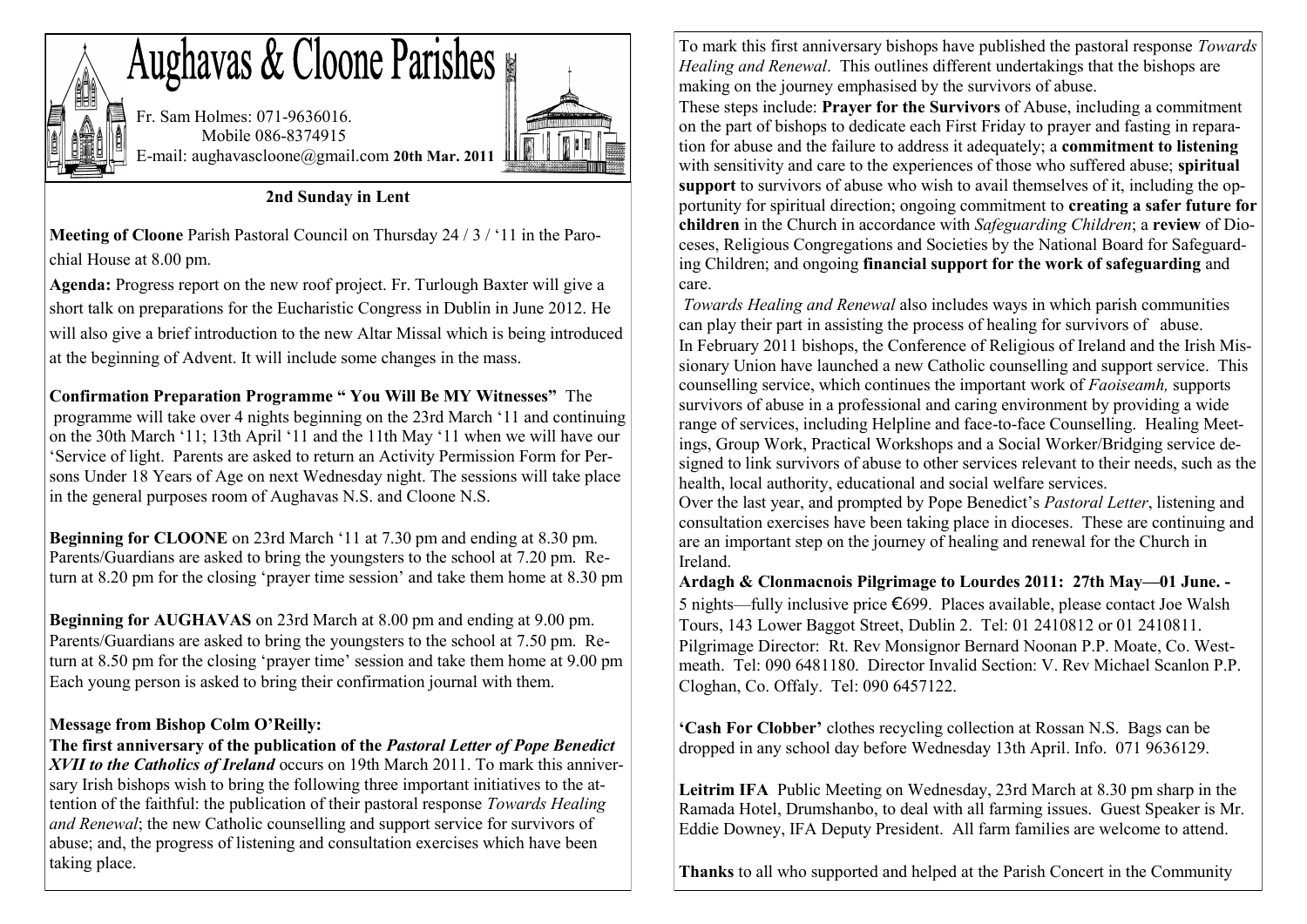# Aughavas & Cloone Parishes

Fr. Sam Holmes: 071-9636016.
Mobile 086-8374915
E-mail: aughavascloone@gmail.com **20th Mar. 2011**

**2nd Sunday in Lent**

**Meeting of Cloone** Parish Pastoral Council on Thursday 24 / 3 / '11 in the Parochial House at 8.00 pm.

**Agenda:** Progress report on the new roof project. Fr. Turlough Baxter will give a short talk on preparations for the Eucharistic Congress in Dublin in June 2012. He will also give a brief introduction to the new Altar Missal which is being introduced at the beginning of Advent. It will include some changes in the mass.

**Confirmation Preparation Programme " You Will Be MY Witnesses"** The programme will take over 4 nights beginning on the 23rd March '11 and continuing on the 30th March '11; 13th April '11 and the 11th May '11 when we will have our 'Service of light. Parents are asked to return an Activity Permission Form for Persons Under 18 Years of Age on next Wednesday night. The sessions will take place in the general purposes room of Aughavas N.S. and Cloone N.S.

**Beginning for CLOONE** on 23rd March '11 at 7.30 pm and ending at 8.30 pm. Parents/Guardians are asked to bring the youngsters to the school at 7.20 pm. Return at 8.20 pm for the closing 'prayer time session' and take them home at 8.30 pm

**Beginning for AUGHAVAS** on 23rd March at 8.00 pm and ending at 9.00 pm. Parents/Guardians are asked to bring the youngsters to the school at 7.50 pm. Return at 8.50 pm for the closing 'prayer time' session and take them home at 9.00 pm Each young person is asked to bring their confirmation journal with them.

**Message from Bishop Colm O'Reilly:**

**The first anniversary of the publication of the *Pastoral Letter of Pope Benedict XVII to the Catholics of Ireland*** occurs on 19th March 2011. To mark this anniversary Irish bishops wish to bring the following three important initiatives to the attention of the faithful: the publication of their pastoral response *Towards Healing and Renewal*; the new Catholic counselling and support service for survivors of abuse; and, the progress of listening and consultation exercises which have been taking place.

To mark this first anniversary bishops have published the pastoral response *Towards Healing and Renewal*. This outlines different undertakings that the bishops are making on the journey emphasised by the survivors of abuse.

These steps include: **Prayer for the Survivors** of Abuse, including a commitment on the part of bishops to dedicate each First Friday to prayer and fasting in reparation for abuse and the failure to address it adequately; a **commitment to listening** with sensitivity and care to the experiences of those who suffered abuse; **spiritual support** to survivors of abuse who wish to avail themselves of it, including the opportunity for spiritual direction; ongoing commitment to **creating a safer future for children** in the Church in accordance with *Safeguarding Children*; a **review** of Dioceses, Religious Congregations and Societies by the National Board for Safeguarding Children; and ongoing **financial support for the work of safeguarding** and care.

*Towards Healing and Renewal* also includes ways in which parish communities can play their part in assisting the process of healing for survivors of abuse.

In February 2011 bishops, the Conference of Religious of Ireland and the Irish Missionary Union have launched a new Catholic counselling and support service. This counselling service, which continues the important work of *Faoiseamh,* supports survivors of abuse in a professional and caring environment by providing a wide range of services, including Helpline and face-to-face Counselling. Healing Meetings, Group Work, Practical Workshops and a Social Worker/Bridging service designed to link survivors of abuse to other services relevant to their needs, such as the health, local authority, educational and social welfare services.

Over the last year, and prompted by Pope Benedict's *Pastoral Letter*, listening and consultation exercises have been taking place in dioceses. These are continuing and are an important step on the journey of healing and renewal for the Church in Ireland.

**Ardagh & Clonmacnois Pilgrimage to Lourdes 2011: 27th May—01 June. -** 5 nights—fully inclusive price €699. Places available, please contact Joe Walsh Tours, 143 Lower Baggot Street, Dublin 2. Tel: 01 2410812 or 01 2410811. Pilgrimage Director: Rt. Rev Monsignor Bernard Noonan P.P. Moate, Co. Westmeath. Tel: 090 6481180. Director Invalid Section: V. Rev Michael Scanlon P.P. Cloghan, Co. Offaly. Tel: 090 6457122.

**'Cash For Clobber'** clothes recycling collection at Rossan N.S. Bags can be dropped in any school day before Wednesday 13th April. Info. 071 9636129.

**Leitrim IFA** Public Meeting on Wednesday, 23rd March at 8.30 pm sharp in the Ramada Hotel, Drumshanbo, to deal with all farming issues. Guest Speaker is Mr. Eddie Downey, IFA Deputy President. All farm families are welcome to attend.

**Thanks** to all who supported and helped at the Parish Concert in the Community